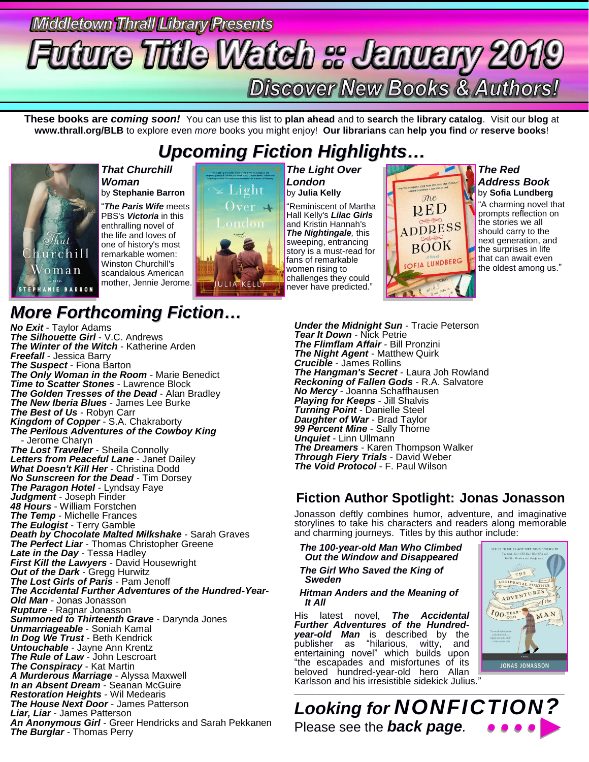Middletown Thrall Library Presents

# Future Title Watch :: January 2019

## Discover New Books & Authors!

**These books are *coming soon!*** You can use this list to **plan ahead** and to **search** the **library catalog**. Visit our **blog** at **www.thrall.org/BLB** to explore even *more* books you might enjoy! **Our librarians** can **help you find** *or* **reserve books**!

## *Upcoming Fiction Highlights…*

***That Churchill Woman***
by **Stephanie Barron**

"***The Paris Wife*** meets PBS's ***Victoria*** in this enthralling novel of the life and loves of one of history's most remarkable women: Winston Churchill's scandalous American mother, Jennie Jerome."

***The Light Over London***
by **Julia Kelly**

"Reminiscent of Martha Hall Kelly's ***Lilac Girls*** and Kristin Hannah's ***The Nightingale****,* this sweeping, entrancing story is a must-read for fans of remarkable women rising to challenges they could never have predicted."

***The Red Address Book***
by **Sofia Lundberg**

"A charming novel that prompts reflection on the stories we all should carry to the next generation, and the surprises in life that can await even the oldest among us."

## *More Forthcoming Fiction…*

***No Exit*** - Taylor Adams
***The Silhouette Girl*** - V.C. Andrews
***The Winter of the Witch*** - Katherine Arden
***Freefall*** - Jessica Barry
***The Suspect*** - Fiona Barton
***The Only Woman in the Room*** - Marie Benedict
***Time to Scatter Stones*** - Lawrence Block
***The Golden Tresses of the Dead*** - Alan Bradley
***The New Iberia Blues*** - James Lee Burke
***The Best of Us*** - Robyn Carr
***Kingdom of Copper*** - S.A. Chakraborty
***The Perilous Adventures of the Cowboy King*** - Jerome Charyn
***The Lost Traveller*** - Sheila Connolly
***Letters from Peaceful Lane*** - Janet Dailey
***What Doesn't Kill Her*** - Christina Dodd
***No Sunscreen for the Dead*** - Tim Dorsey
***The Paragon Hotel*** - Lyndsay Faye
***Judgment*** - Joseph Finder
***48 Hours*** - William Forstchen
***The Temp*** - Michelle Frances
***The Eulogist*** - Terry Gamble
***Death by Chocolate Malted Milkshake*** - Sarah Graves
***The Perfect Liar*** - Thomas Christopher Greene
***Late in the Day*** - Tessa Hadley
***First Kill the Lawyers*** - David Housewright
***Out of the Dark*** - Gregg Hurwitz
***The Lost Girls of Paris*** - Pam Jenoff
***The Accidental Further Adventures of the Hundred-Year-Old Man*** - Jonas Jonasson
***Rupture*** - Ragnar Jonasson
***Summoned to Thirteenth Grave*** - Darynda Jones
***Unmarriageable*** - Soniah Kamal
***In Dog We Trust*** - Beth Kendrick
***Untouchable*** - Jayne Ann Krentz
***The Rule of Law*** - John Lescroart
***The Conspiracy*** - Kat Martin
***A Murderous Marriage*** - Alyssa Maxwell
***In an Absent Dream*** - Seanan McGuire
***Restoration Heights*** - Wil Medearis
***The House Next Door*** - James Patterson
***Liar, Liar*** - James Patterson
***An Anonymous Girl*** - Greer Hendricks and Sarah Pekkanen
***The Burglar*** - Thomas Perry
***Under the Midnight Sun*** - Tracie Peterson
***Tear It Down*** - Nick Petrie
***The Flimflam Affair*** - Bill Pronzini
***The Night Agent*** - Matthew Quirk
***Crucible*** - James Rollins
***The Hangman's Secret*** - Laura Joh Rowland
***Reckoning of Fallen Gods*** - R.A. Salvatore
***No Mercy*** - Joanna Schaffhausen
***Playing for Keeps*** - Jill Shalvis
***Turning Point*** - Danielle Steel
***Daughter of War*** - Brad Taylor
***99 Percent Mine*** - Sally Thorne
***Unquiet*** - Linn Ullmann
***The Dreamers*** - Karen Thompson Walker
***Through Fiery Trials*** - David Weber
***The Void Protocol*** - F. Paul Wilson

## Fiction Author Spotlight: Jonas Jonasson

Jonasson deftly combines humor, adventure, and imaginative storylines to take his characters and readers along memorable and charming journeys. Titles by this author include:

- ***The 100-year-old Man Who Climbed Out the Window and Disappeared***
- ***The Girl Who Saved the King of Sweden***
- ***Hitman Anders and the Meaning of It All***

His latest novel, ***The Accidental Further Adventures of the Hundred-year-old Man*** is described by the publisher as "hilarious, witty, and entertaining novel" which builds upon "the escapades and misfortunes of its beloved hundred-year-old hero Allan Karlsson and his irresistible sidekick Julius."

---

## *Looking for NONFICTION?*

Please see the ***back page****.*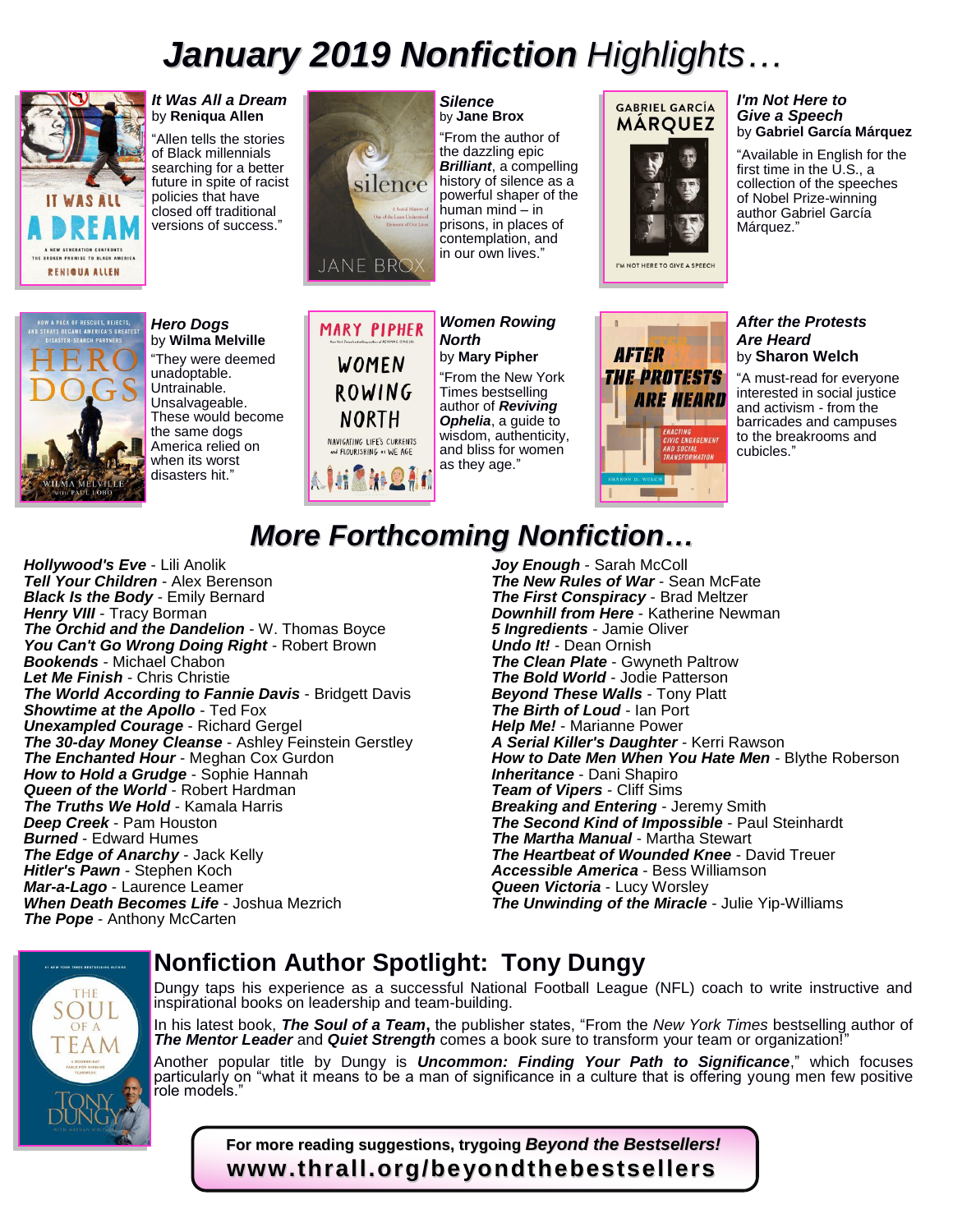# *January 2019 Nonfiction* Highlights…

***It Was All a Dream***
by **Reniqua Allen**

"Allen tells the stories of Black millennials searching for a better future in spite of racist policies that have closed off traditional versions of success."

***Silence***
by **Jane Brox**

"From the author of the dazzling epic ***Brilliant***, a compelling history of silence as a powerful shaper of the human mind – in prisons, in places of contemplation, and in our own lives."

***I'm Not Here to Give a Speech***
by **Gabriel García Márquez**

"Available in English for the first time in the U.S., a collection of the speeches of Nobel Prize-winning author Gabriel García Márquez."

***Hero Dogs***
by **Wilma Melville**

"They were deemed unadoptable. Untrainable. Unsalvageable. These would become the same dogs America relied on when its worst disasters hit."

***Women Rowing North***
by **Mary Pipher**

"From the New York Times bestselling author of ***Reviving Ophelia***, a guide to wisdom, authenticity, and bliss for women as they age."

***After the Protests Are Heard***
by **Sharon Welch**

"A must-read for everyone interested in social justice and activism - from the barricades and campuses to the breakrooms and cubicles."

## *More Forthcoming Nonfiction…*

- ***Hollywood's Eve*** - Lili Anolik
- ***Tell Your Children*** - Alex Berenson
- ***Black Is the Body*** - Emily Bernard
- ***Henry VIII*** - Tracy Borman
- ***The Orchid and the Dandelion*** - W. Thomas Boyce
- ***You Can't Go Wrong Doing Right*** - Robert Brown
- ***Bookends*** - Michael Chabon
- ***Let Me Finish*** - Chris Christie
- ***The World According to Fannie Davis*** - Bridgett Davis
- ***Showtime at the Apollo*** - Ted Fox
- ***Unexampled Courage*** - Richard Gergel
- ***The 30-day Money Cleanse*** - Ashley Feinstein Gerstley
- ***The Enchanted Hour*** - Meghan Cox Gurdon
- ***How to Hold a Grudge*** - Sophie Hannah
- ***Queen of the World*** - Robert Hardman
- ***The Truths We Hold*** - Kamala Harris
- ***Deep Creek*** - Pam Houston
- ***Burned*** - Edward Humes
- ***The Edge of Anarchy*** - Jack Kelly
- ***Hitler's Pawn*** - Stephen Koch
- ***Mar-a-Lago*** - Laurence Leamer
- ***When Death Becomes Life*** - Joshua Mezrich
- ***The Pope*** - Anthony McCarten
- ***Joy Enough*** - Sarah McColl
- ***The New Rules of War*** - Sean McFate
- ***The First Conspiracy*** - Brad Meltzer
- ***Downhill from Here*** - Katherine Newman
- ***5 Ingredients*** - Jamie Oliver
- ***Undo It!*** - Dean Ornish
- ***The Clean Plate*** - Gwyneth Paltrow
- ***The Bold World*** - Jodie Patterson
- ***Beyond These Walls*** - Tony Platt
- ***The Birth of Loud*** - Ian Port
- ***Help Me!*** - Marianne Power
- ***A Serial Killer's Daughter*** - Kerri Rawson
- ***How to Date Men When You Hate Men*** - Blythe Roberson
- ***Inheritance*** - Dani Shapiro
- ***Team of Vipers*** - Cliff Sims
- ***Breaking and Entering*** - Jeremy Smith
- ***The Second Kind of Impossible*** - Paul Steinhardt
- ***The Martha Manual*** - Martha Stewart
- ***The Heartbeat of Wounded Knee*** - David Treuer
- ***Accessible America*** - Bess Williamson
- ***Queen Victoria*** - Lucy Worsley
- ***The Unwinding of the Miracle*** - Julie Yip-Williams

## Nonfiction Author Spotlight: Tony Dungy

Dungy taps his experience as a successful National Football League (NFL) coach to write instructive and inspirational books on leadership and team-building.

In his latest book, ***The Soul of a Team***, the publisher states, "From the *New York Times* bestselling author of ***The Mentor Leader*** and ***Quiet Strength*** comes a book sure to transform your team or organization!"

Another popular title by Dungy is ***Uncommon: Finding Your Path to Significance***," which focuses particularly on "what it means to be a man of significance in a culture that is offering young men few positive role models."

**For more reading suggestions, trygoing *Beyond the Bestsellers!***
**www.thrall.org/beyondthebestsellers**